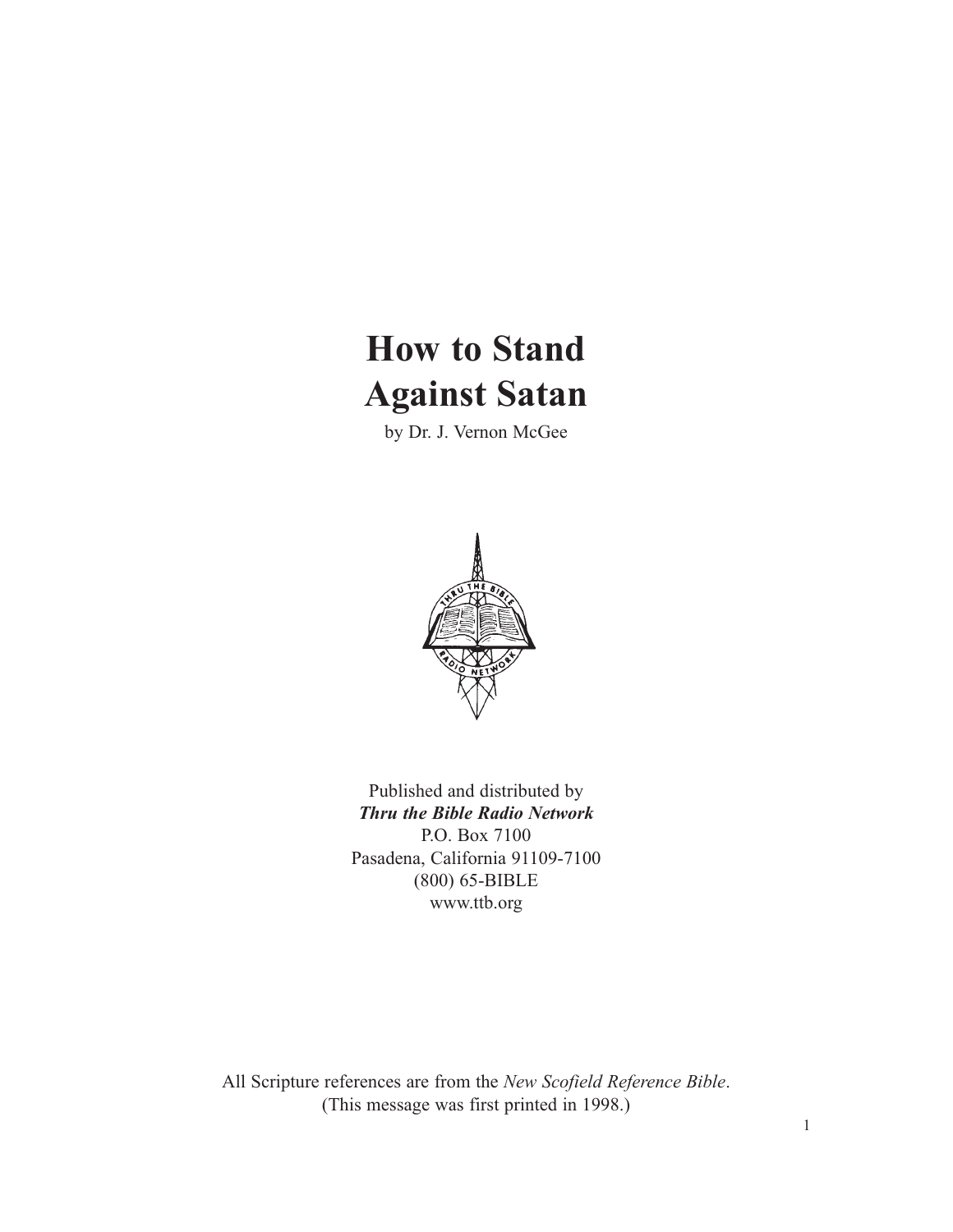# How to Stand Against Satan

by Dr. J. Vernon McGee

Published and distributed by
***Thru the Bible Radio Network***
P.O. Box 7100
Pasadena, California 91109-7100
(800) 65-BIBLE
www.ttb.org

All Scripture references are from the *New Scofield Reference Bible*.
(This message was first printed in 1998.)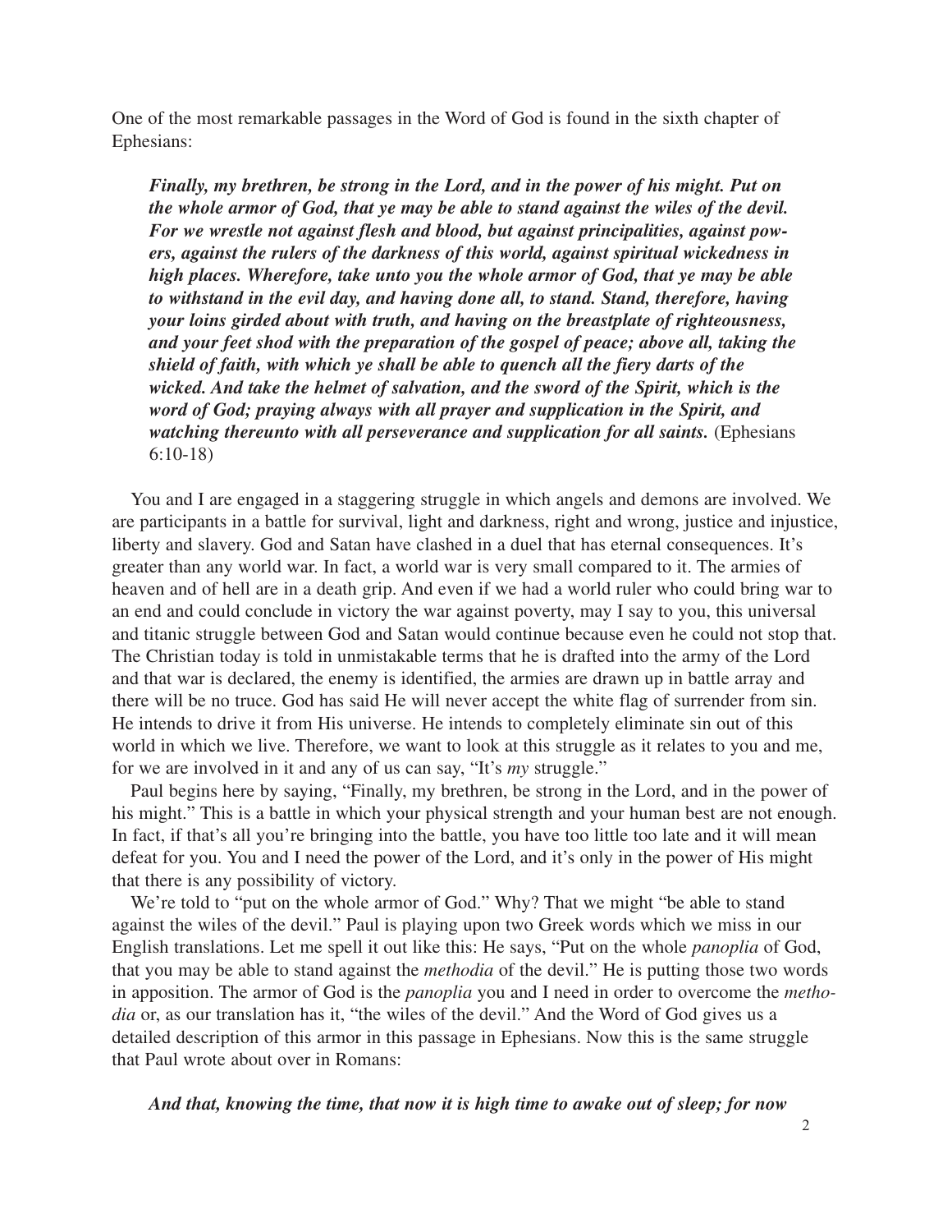One of the most remarkable passages in the Word of God is found in the sixth chapter of Ephesians:

> ***Finally, my brethren, be strong in the Lord, and in the power of his might. Put on the whole armor of God, that ye may be able to stand against the wiles of the devil. For we wrestle not against flesh and blood, but against principalities, against powers, against the rulers of the darkness of this world, against spiritual wickedness in high places. Wherefore, take unto you the whole armor of God, that ye may be able to withstand in the evil day, and having done all, to stand. Stand, therefore, having your loins girded about with truth, and having on the breastplate of righteousness, and your feet shod with the preparation of the gospel of peace; above all, taking the shield of faith, with which ye shall be able to quench all the fiery darts of the wicked. And take the helmet of salvation, and the sword of the Spirit, which is the word of God; praying always with all prayer and supplication in the Spirit, and watching thereunto with all perseverance and supplication for all saints.*** (Ephesians 6:10-18)

You and I are engaged in a staggering struggle in which angels and demons are involved. We are participants in a battle for survival, light and darkness, right and wrong, justice and injustice, liberty and slavery. God and Satan have clashed in a duel that has eternal consequences. It's greater than any world war. In fact, a world war is very small compared to it. The armies of heaven and of hell are in a death grip. And even if we had a world ruler who could bring war to an end and could conclude in victory the war against poverty, may I say to you, this universal and titanic struggle between God and Satan would continue because even he could not stop that. The Christian today is told in unmistakable terms that he is drafted into the army of the Lord and that war is declared, the enemy is identified, the armies are drawn up in battle array and there will be no truce. God has said He will never accept the white flag of surrender from sin. He intends to drive it from His universe. He intends to completely eliminate sin out of this world in which we live. Therefore, we want to look at this struggle as it relates to you and me, for we are involved in it and any of us can say, "It's *my* struggle."

Paul begins here by saying, "Finally, my brethren, be strong in the Lord, and in the power of his might." This is a battle in which your physical strength and your human best are not enough. In fact, if that's all you're bringing into the battle, you have too little too late and it will mean defeat for you. You and I need the power of the Lord, and it's only in the power of His might that there is any possibility of victory.

We're told to "put on the whole armor of God." Why? That we might "be able to stand against the wiles of the devil." Paul is playing upon two Greek words which we miss in our English translations. Let me spell it out like this: He says, "Put on the whole *panoplia* of God, that you may be able to stand against the *methodia* of the devil." He is putting those two words in apposition. The armor of God is the *panoplia* you and I need in order to overcome the *methodia* or, as our translation has it, "the wiles of the devil." And the Word of God gives us a detailed description of this armor in this passage in Ephesians. Now this is the same struggle that Paul wrote about over in Romans:

> ***And that, knowing the time, that now it is high time to awake out of sleep; for now***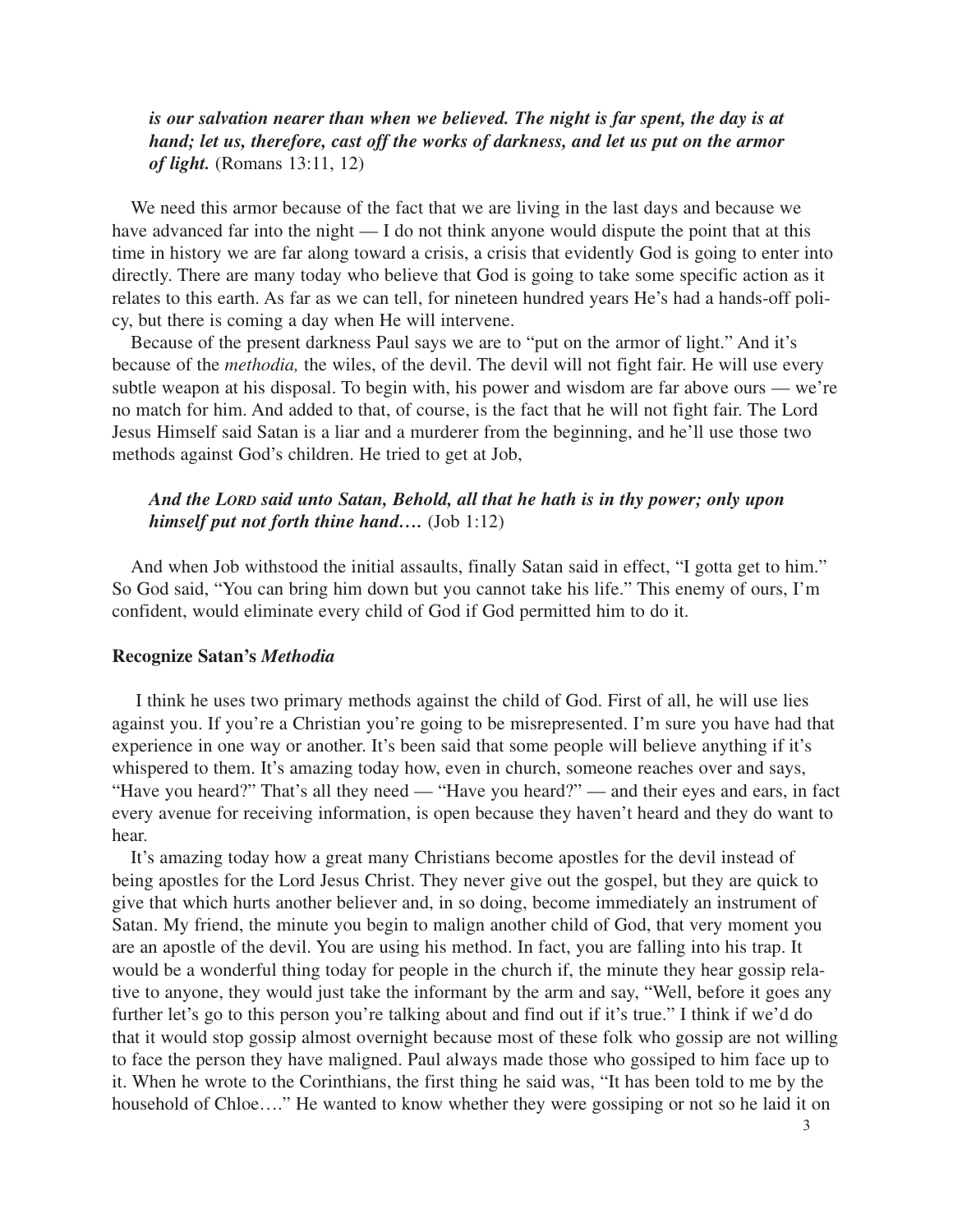***is our salvation nearer than when we believed. The night is far spent, the day is at hand; let us, therefore, cast off the works of darkness, and let us put on the armor of light.*** (Romans 13:11, 12)

We need this armor because of the fact that we are living in the last days and because we have advanced far into the night — I do not think anyone would dispute the point that at this time in history we are far along toward a crisis, a crisis that evidently God is going to enter into directly. There are many today who believe that God is going to take some specific action as it relates to this earth. As far as we can tell, for nineteen hundred years He's had a hands-off policy, but there is coming a day when He will intervene.

Because of the present darkness Paul says we are to "put on the armor of light." And it's because of the *methodia,* the wiles, of the devil. The devil will not fight fair. He will use every subtle weapon at his disposal. To begin with, his power and wisdom are far above ours — we're no match for him. And added to that, of course, is the fact that he will not fight fair. The Lord Jesus Himself said Satan is a liar and a murderer from the beginning, and he'll use those two methods against God's children. He tried to get at Job,

***And the LORD said unto Satan, Behold, all that he hath is in thy power; only upon himself put not forth thine hand….*** (Job 1:12)

And when Job withstood the initial assaults, finally Satan said in effect, "I gotta get to him." So God said, "You can bring him down but you cannot take his life." This enemy of ours, I'm confident, would eliminate every child of God if God permitted him to do it.

**Recognize Satan's *Methodia***

I think he uses two primary methods against the child of God. First of all, he will use lies against you. If you're a Christian you're going to be misrepresented. I'm sure you have had that experience in one way or another. It's been said that some people will believe anything if it's whispered to them. It's amazing today how, even in church, someone reaches over and says, "Have you heard?" That's all they need — "Have you heard?" — and their eyes and ears, in fact every avenue for receiving information, is open because they haven't heard and they do want to hear.

It's amazing today how a great many Christians become apostles for the devil instead of being apostles for the Lord Jesus Christ. They never give out the gospel, but they are quick to give that which hurts another believer and, in so doing, become immediately an instrument of Satan. My friend, the minute you begin to malign another child of God, that very moment you are an apostle of the devil. You are using his method. In fact, you are falling into his trap. It would be a wonderful thing today for people in the church if, the minute they hear gossip relative to anyone, they would just take the informant by the arm and say, "Well, before it goes any further let's go to this person you're talking about and find out if it's true." I think if we'd do that it would stop gossip almost overnight because most of these folk who gossip are not willing to face the person they have maligned. Paul always made those who gossiped to him face up to it. When he wrote to the Corinthians, the first thing he said was, "It has been told to me by the household of Chloe…." He wanted to know whether they were gossiping or not so he laid it on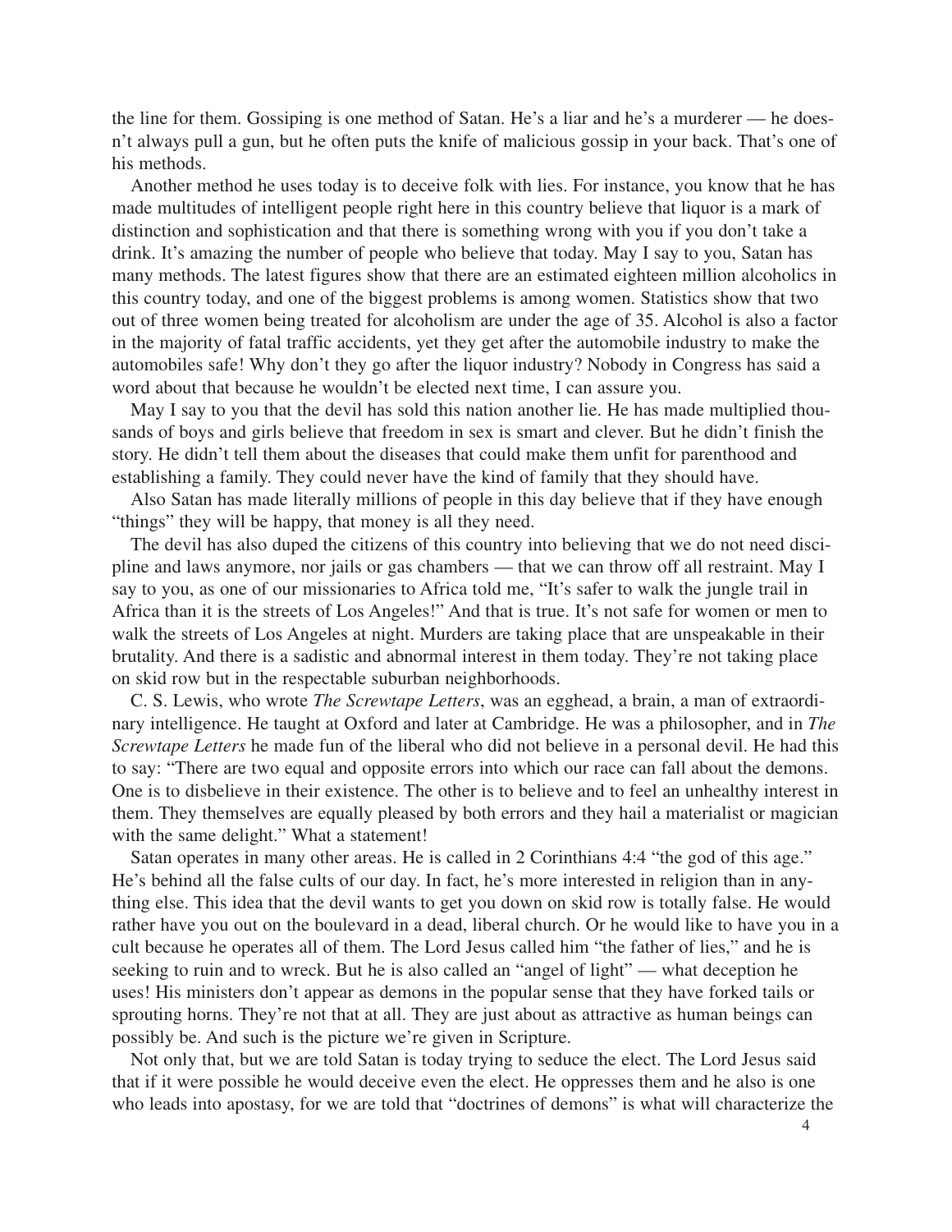the line for them. Gossiping is one method of Satan. He's a liar and he's a murderer — he doesn't always pull a gun, but he often puts the knife of malicious gossip in your back. That's one of his methods.

Another method he uses today is to deceive folk with lies. For instance, you know that he has made multitudes of intelligent people right here in this country believe that liquor is a mark of distinction and sophistication and that there is something wrong with you if you don't take a drink. It's amazing the number of people who believe that today. May I say to you, Satan has many methods. The latest figures show that there are an estimated eighteen million alcoholics in this country today, and one of the biggest problems is among women. Statistics show that two out of three women being treated for alcoholism are under the age of 35. Alcohol is also a factor in the majority of fatal traffic accidents, yet they get after the automobile industry to make the automobiles safe! Why don't they go after the liquor industry? Nobody in Congress has said a word about that because he wouldn't be elected next time, I can assure you.

May I say to you that the devil has sold this nation another lie. He has made multiplied thousands of boys and girls believe that freedom in sex is smart and clever. But he didn't finish the story. He didn't tell them about the diseases that could make them unfit for parenthood and establishing a family. They could never have the kind of family that they should have.

Also Satan has made literally millions of people in this day believe that if they have enough "things" they will be happy, that money is all they need.

The devil has also duped the citizens of this country into believing that we do not need discipline and laws anymore, nor jails or gas chambers — that we can throw off all restraint. May I say to you, as one of our missionaries to Africa told me, "It's safer to walk the jungle trail in Africa than it is the streets of Los Angeles!" And that is true. It's not safe for women or men to walk the streets of Los Angeles at night. Murders are taking place that are unspeakable in their brutality. And there is a sadistic and abnormal interest in them today. They're not taking place on skid row but in the respectable suburban neighborhoods.

C. S. Lewis, who wrote *The Screwtape Letters*, was an egghead, a brain, a man of extraordinary intelligence. He taught at Oxford and later at Cambridge. He was a philosopher, and in *The Screwtape Letters* he made fun of the liberal who did not believe in a personal devil. He had this to say: "There are two equal and opposite errors into which our race can fall about the demons. One is to disbelieve in their existence. The other is to believe and to feel an unhealthy interest in them. They themselves are equally pleased by both errors and they hail a materialist or magician with the same delight." What a statement!

Satan operates in many other areas. He is called in 2 Corinthians 4:4 "the god of this age." He's behind all the false cults of our day. In fact, he's more interested in religion than in anything else. This idea that the devil wants to get you down on skid row is totally false. He would rather have you out on the boulevard in a dead, liberal church. Or he would like to have you in a cult because he operates all of them. The Lord Jesus called him "the father of lies," and he is seeking to ruin and to wreck. But he is also called an "angel of light" — what deception he uses! His ministers don't appear as demons in the popular sense that they have forked tails or sprouting horns. They're not that at all. They are just about as attractive as human beings can possibly be. And such is the picture we're given in Scripture.

Not only that, but we are told Satan is today trying to seduce the elect. The Lord Jesus said that if it were possible he would deceive even the elect. He oppresses them and he also is one who leads into apostasy, for we are told that "doctrines of demons" is what will characterize the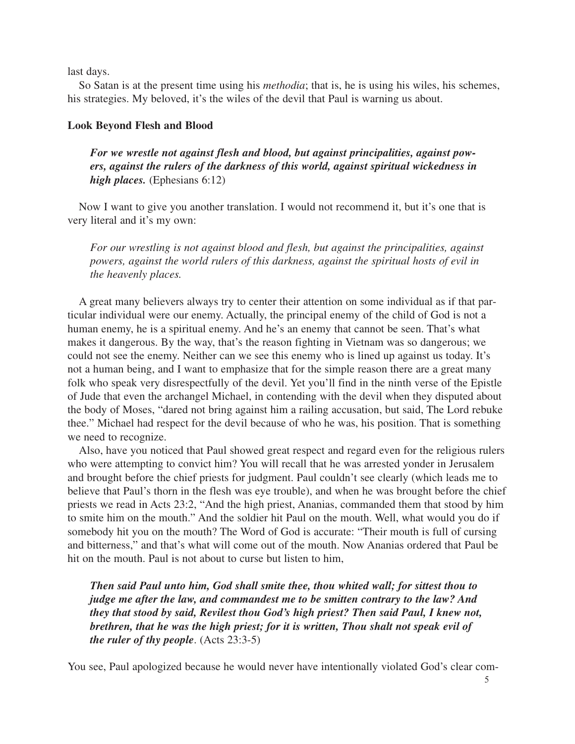last days.

So Satan is at the present time using his *methodia*; that is, he is using his wiles, his schemes, his strategies. My beloved, it's the wiles of the devil that Paul is warning us about.

**Look Beyond Flesh and Blood**

> ***For we wrestle not against flesh and blood, but against principalities, against powers, against the rulers of the darkness of this world, against spiritual wickedness in high places.*** (Ephesians 6:12)

Now I want to give you another translation. I would not recommend it, but it's one that is very literal and it's my own:

> *For our wrestling is not against blood and flesh, but against the principalities, against powers, against the world rulers of this darkness, against the spiritual hosts of evil in the heavenly places.*

A great many believers always try to center their attention on some individual as if that particular individual were our enemy. Actually, the principal enemy of the child of God is not a human enemy, he is a spiritual enemy. And he's an enemy that cannot be seen. That's what makes it dangerous. By the way, that's the reason fighting in Vietnam was so dangerous; we could not see the enemy. Neither can we see this enemy who is lined up against us today. It's not a human being, and I want to emphasize that for the simple reason there are a great many folk who speak very disrespectfully of the devil. Yet you'll find in the ninth verse of the Epistle of Jude that even the archangel Michael, in contending with the devil when they disputed about the body of Moses, "dared not bring against him a railing accusation, but said, The Lord rebuke thee." Michael had respect for the devil because of who he was, his position. That is something we need to recognize.

Also, have you noticed that Paul showed great respect and regard even for the religious rulers who were attempting to convict him? You will recall that he was arrested yonder in Jerusalem and brought before the chief priests for judgment. Paul couldn't see clearly (which leads me to believe that Paul's thorn in the flesh was eye trouble), and when he was brought before the chief priests we read in Acts 23:2, "And the high priest, Ananias, commanded them that stood by him to smite him on the mouth." And the soldier hit Paul on the mouth. Well, what would you do if somebody hit you on the mouth? The Word of God is accurate: "Their mouth is full of cursing and bitterness," and that's what will come out of the mouth. Now Ananias ordered that Paul be hit on the mouth. Paul is not about to curse but listen to him,

> ***Then said Paul unto him, God shall smite thee, thou whited wall; for sittest thou to judge me after the law, and commandest me to be smitten contrary to the law? And they that stood by said, Revilest thou God's high priest? Then said Paul, I knew not, brethren, that he was the high priest; for it is written, Thou shalt not speak evil of the ruler of thy people***. (Acts 23:3-5)

You see, Paul apologized because he would never have intentionally violated God's clear com-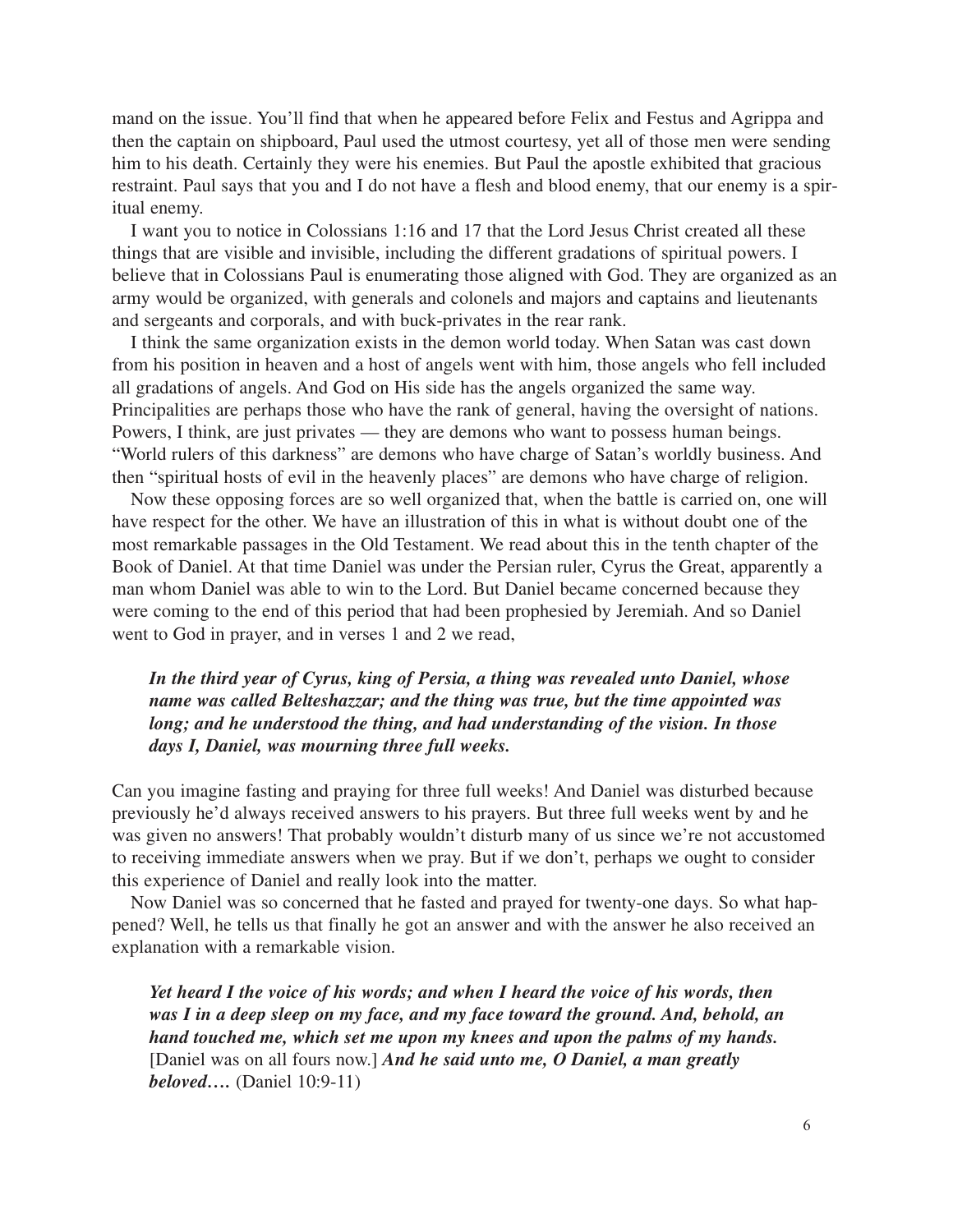mand on the issue. You'll find that when he appeared before Felix and Festus and Agrippa and then the captain on shipboard, Paul used the utmost courtesy, yet all of those men were sending him to his death. Certainly they were his enemies. But Paul the apostle exhibited that gracious restraint. Paul says that you and I do not have a flesh and blood enemy, that our enemy is a spiritual enemy.

I want you to notice in Colossians 1:16 and 17 that the Lord Jesus Christ created all these things that are visible and invisible, including the different gradations of spiritual powers. I believe that in Colossians Paul is enumerating those aligned with God. They are organized as an army would be organized, with generals and colonels and majors and captains and lieutenants and sergeants and corporals, and with buck-privates in the rear rank.

I think the same organization exists in the demon world today. When Satan was cast down from his position in heaven and a host of angels went with him, those angels who fell included all gradations of angels. And God on His side has the angels organized the same way. Principalities are perhaps those who have the rank of general, having the oversight of nations. Powers, I think, are just privates — they are demons who want to possess human beings. "World rulers of this darkness" are demons who have charge of Satan's worldly business. And then "spiritual hosts of evil in the heavenly places" are demons who have charge of religion.

Now these opposing forces are so well organized that, when the battle is carried on, one will have respect for the other. We have an illustration of this in what is without doubt one of the most remarkable passages in the Old Testament. We read about this in the tenth chapter of the Book of Daniel. At that time Daniel was under the Persian ruler, Cyrus the Great, apparently a man whom Daniel was able to win to the Lord. But Daniel became concerned because they were coming to the end of this period that had been prophesied by Jeremiah. And so Daniel went to God in prayer, and in verses 1 and 2 we read,

> ***In the third year of Cyrus, king of Persia, a thing was revealed unto Daniel, whose name was called Belteshazzar; and the thing was true, but the time appointed was long; and he understood the thing, and had understanding of the vision. In those days I, Daniel, was mourning three full weeks.***

Can you imagine fasting and praying for three full weeks! And Daniel was disturbed because previously he'd always received answers to his prayers. But three full weeks went by and he was given no answers! That probably wouldn't disturb many of us since we're not accustomed to receiving immediate answers when we pray. But if we don't, perhaps we ought to consider this experience of Daniel and really look into the matter.

Now Daniel was so concerned that he fasted and prayed for twenty-one days. So what happened? Well, he tells us that finally he got an answer and with the answer he also received an explanation with a remarkable vision.

> ***Yet heard I the voice of his words; and when I heard the voice of his words, then was I in a deep sleep on my face, and my face toward the ground. And, behold, an hand touched me, which set me upon my knees and upon the palms of my hands.*** [Daniel was on all fours now.] ***And he said unto me, O Daniel, a man greatly beloved….*** (Daniel 10:9-11)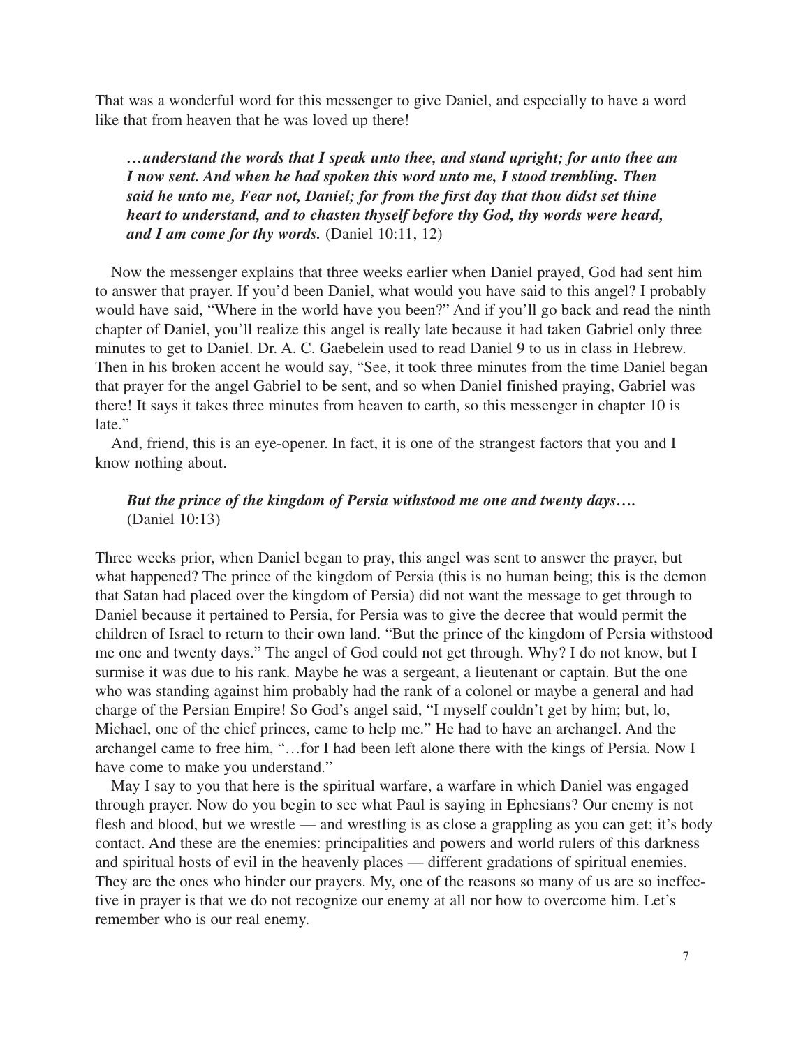That was a wonderful word for this messenger to give Daniel, and especially to have a word like that from heaven that he was loved up there!

> ***…understand the words that I speak unto thee, and stand upright; for unto thee am I now sent. And when he had spoken this word unto me, I stood trembling. Then said he unto me, Fear not, Daniel; for from the first day that thou didst set thine heart to understand, and to chasten thyself before thy God, thy words were heard, and I am come for thy words.*** (Daniel 10:11, 12)

Now the messenger explains that three weeks earlier when Daniel prayed, God had sent him to answer that prayer. If you'd been Daniel, what would you have said to this angel? I probably would have said, "Where in the world have you been?" And if you'll go back and read the ninth chapter of Daniel, you'll realize this angel is really late because it had taken Gabriel only three minutes to get to Daniel. Dr. A. C. Gaebelein used to read Daniel 9 to us in class in Hebrew. Then in his broken accent he would say, "See, it took three minutes from the time Daniel began that prayer for the angel Gabriel to be sent, and so when Daniel finished praying, Gabriel was there! It says it takes three minutes from heaven to earth, so this messenger in chapter 10 is late."

And, friend, this is an eye-opener. In fact, it is one of the strangest factors that you and I know nothing about.

> ***But the prince of the kingdom of Persia withstood me one and twenty days….*** (Daniel 10:13)

Three weeks prior, when Daniel began to pray, this angel was sent to answer the prayer, but what happened? The prince of the kingdom of Persia (this is no human being; this is the demon that Satan had placed over the kingdom of Persia) did not want the message to get through to Daniel because it pertained to Persia, for Persia was to give the decree that would permit the children of Israel to return to their own land. "But the prince of the kingdom of Persia withstood me one and twenty days." The angel of God could not get through. Why? I do not know, but I surmise it was due to his rank. Maybe he was a sergeant, a lieutenant or captain. But the one who was standing against him probably had the rank of a colonel or maybe a general and had charge of the Persian Empire! So God's angel said, "I myself couldn't get by him; but, lo, Michael, one of the chief princes, came to help me." He had to have an archangel. And the archangel came to free him, "…for I had been left alone there with the kings of Persia. Now I have come to make you understand."

May I say to you that here is the spiritual warfare, a warfare in which Daniel was engaged through prayer. Now do you begin to see what Paul is saying in Ephesians? Our enemy is not flesh and blood, but we wrestle — and wrestling is as close a grappling as you can get; it's body contact. And these are the enemies: principalities and powers and world rulers of this darkness and spiritual hosts of evil in the heavenly places — different gradations of spiritual enemies. They are the ones who hinder our prayers. My, one of the reasons so many of us are so ineffective in prayer is that we do not recognize our enemy at all nor how to overcome him. Let's remember who is our real enemy.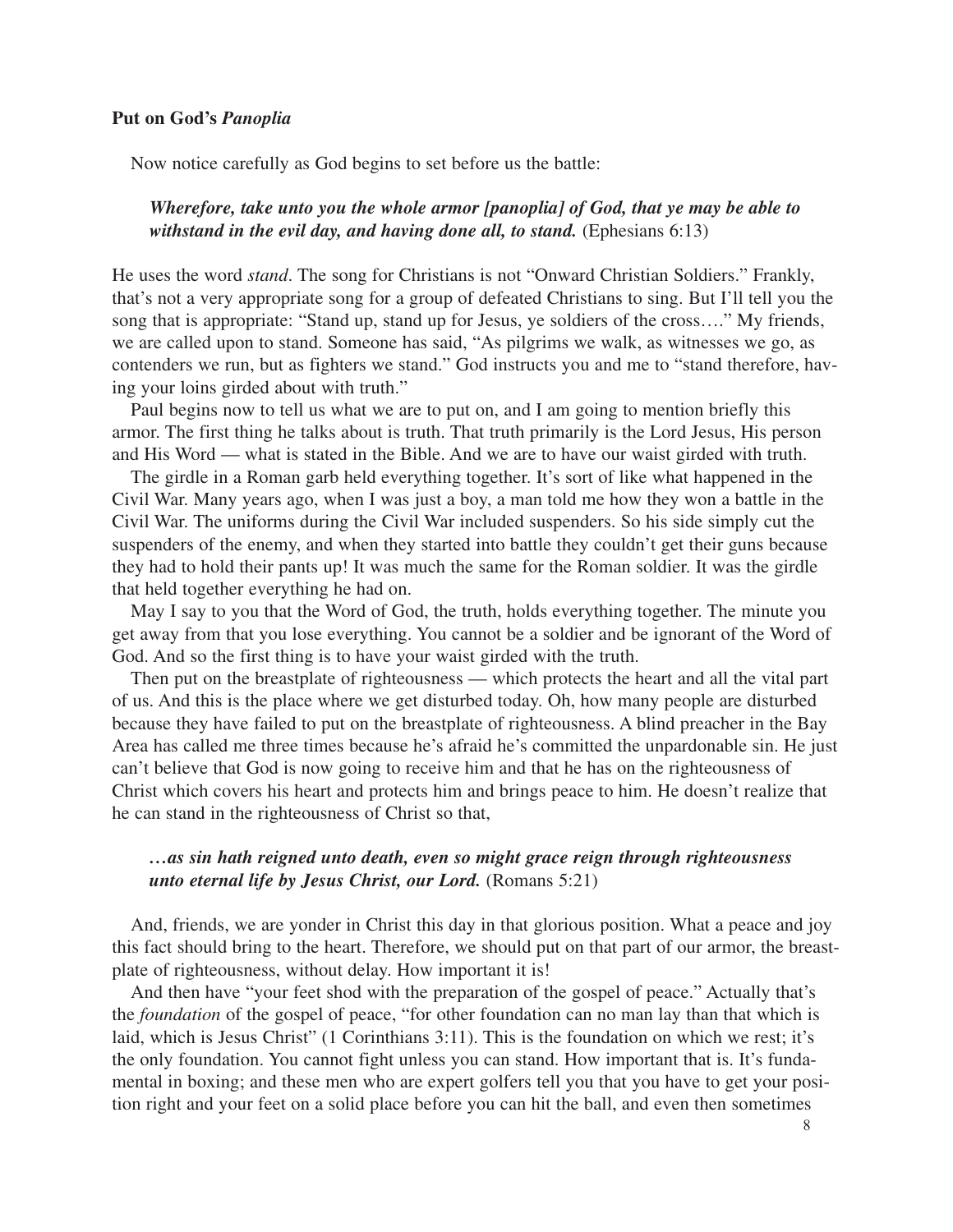**Put on God's *Panoplia***

Now notice carefully as God begins to set before us the battle:

> ***Wherefore, take unto you the whole armor [panoplia] of God, that ye may be able to withstand in the evil day, and having done all, to stand.*** (Ephesians 6:13)

He uses the word *stand*. The song for Christians is not "Onward Christian Soldiers." Frankly, that's not a very appropriate song for a group of defeated Christians to sing. But I'll tell you the song that is appropriate: "Stand up, stand up for Jesus, ye soldiers of the cross…." My friends, we are called upon to stand. Someone has said, "As pilgrims we walk, as witnesses we go, as contenders we run, but as fighters we stand." God instructs you and me to "stand therefore, having your loins girded about with truth."

Paul begins now to tell us what we are to put on, and I am going to mention briefly this armor. The first thing he talks about is truth. That truth primarily is the Lord Jesus, His person and His Word — what is stated in the Bible. And we are to have our waist girded with truth.

The girdle in a Roman garb held everything together. It's sort of like what happened in the Civil War. Many years ago, when I was just a boy, a man told me how they won a battle in the Civil War. The uniforms during the Civil War included suspenders. So his side simply cut the suspenders of the enemy, and when they started into battle they couldn't get their guns because they had to hold their pants up! It was much the same for the Roman soldier. It was the girdle that held together everything he had on.

May I say to you that the Word of God, the truth, holds everything together. The minute you get away from that you lose everything. You cannot be a soldier and be ignorant of the Word of God. And so the first thing is to have your waist girded with the truth.

Then put on the breastplate of righteousness — which protects the heart and all the vital part of us. And this is the place where we get disturbed today. Oh, how many people are disturbed because they have failed to put on the breastplate of righteousness. A blind preacher in the Bay Area has called me three times because he's afraid he's committed the unpardonable sin. He just can't believe that God is now going to receive him and that he has on the righteousness of Christ which covers his heart and protects him and brings peace to him. He doesn't realize that he can stand in the righteousness of Christ so that,

> ***…as sin hath reigned unto death, even so might grace reign through righteousness unto eternal life by Jesus Christ, our Lord.*** (Romans 5:21)

And, friends, we are yonder in Christ this day in that glorious position. What a peace and joy this fact should bring to the heart. Therefore, we should put on that part of our armor, the breastplate of righteousness, without delay. How important it is!

And then have "your feet shod with the preparation of the gospel of peace." Actually that's the *foundation* of the gospel of peace, "for other foundation can no man lay than that which is laid, which is Jesus Christ" (1 Corinthians 3:11). This is the foundation on which we rest; it's the only foundation. You cannot fight unless you can stand. How important that is. It's fundamental in boxing; and these men who are expert golfers tell you that you have to get your position right and your feet on a solid place before you can hit the ball, and even then sometimes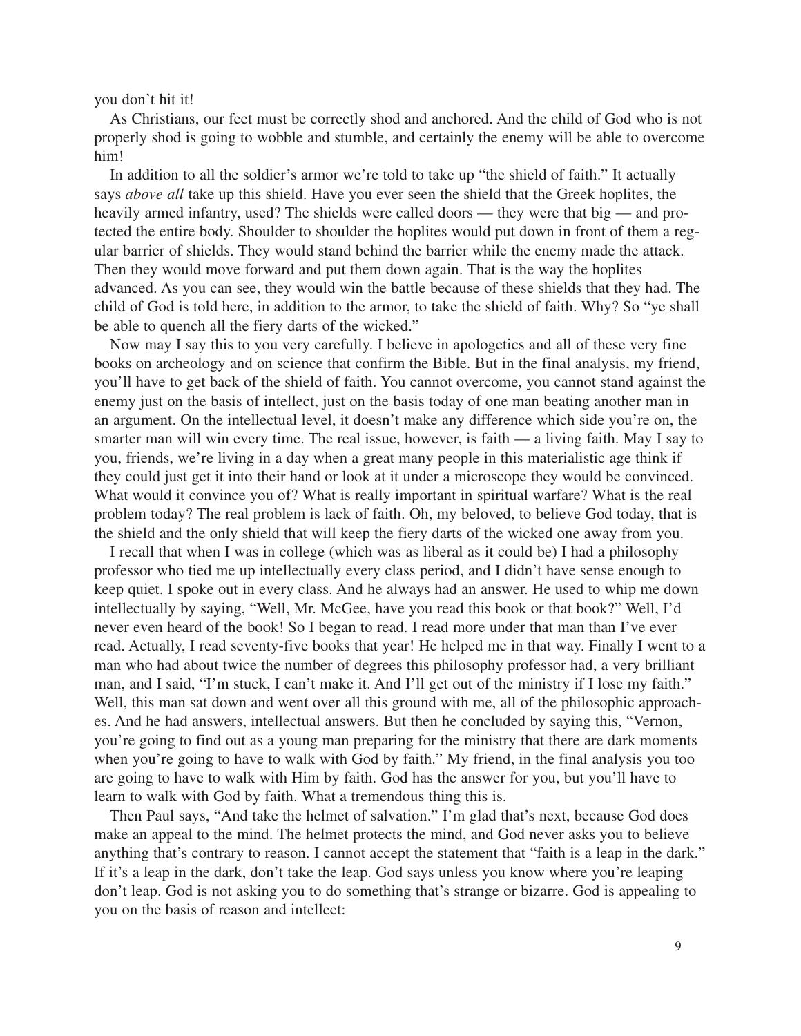you don't hit it!

As Christians, our feet must be correctly shod and anchored. And the child of God who is not properly shod is going to wobble and stumble, and certainly the enemy will be able to overcome him!

In addition to all the soldier's armor we're told to take up "the shield of faith." It actually says *above all* take up this shield. Have you ever seen the shield that the Greek hoplites, the heavily armed infantry, used? The shields were called doors — they were that big — and protected the entire body. Shoulder to shoulder the hoplites would put down in front of them a regular barrier of shields. They would stand behind the barrier while the enemy made the attack. Then they would move forward and put them down again. That is the way the hoplites advanced. As you can see, they would win the battle because of these shields that they had. The child of God is told here, in addition to the armor, to take the shield of faith. Why? So "ye shall be able to quench all the fiery darts of the wicked."

Now may I say this to you very carefully. I believe in apologetics and all of these very fine books on archeology and on science that confirm the Bible. But in the final analysis, my friend, you'll have to get back of the shield of faith. You cannot overcome, you cannot stand against the enemy just on the basis of intellect, just on the basis today of one man beating another man in an argument. On the intellectual level, it doesn't make any difference which side you're on, the smarter man will win every time. The real issue, however, is faith — a living faith. May I say to you, friends, we're living in a day when a great many people in this materialistic age think if they could just get it into their hand or look at it under a microscope they would be convinced. What would it convince you of? What is really important in spiritual warfare? What is the real problem today? The real problem is lack of faith. Oh, my beloved, to believe God today, that is the shield and the only shield that will keep the fiery darts of the wicked one away from you.

I recall that when I was in college (which was as liberal as it could be) I had a philosophy professor who tied me up intellectually every class period, and I didn't have sense enough to keep quiet. I spoke out in every class. And he always had an answer. He used to whip me down intellectually by saying, "Well, Mr. McGee, have you read this book or that book?" Well, I'd never even heard of the book! So I began to read. I read more under that man than I've ever read. Actually, I read seventy-five books that year! He helped me in that way. Finally I went to a man who had about twice the number of degrees this philosophy professor had, a very brilliant man, and I said, "I'm stuck, I can't make it. And I'll get out of the ministry if I lose my faith." Well, this man sat down and went over all this ground with me, all of the philosophic approaches. And he had answers, intellectual answers. But then he concluded by saying this, "Vernon, you're going to find out as a young man preparing for the ministry that there are dark moments when you're going to have to walk with God by faith." My friend, in the final analysis you too are going to have to walk with Him by faith. God has the answer for you, but you'll have to learn to walk with God by faith. What a tremendous thing this is.

Then Paul says, "And take the helmet of salvation." I'm glad that's next, because God does make an appeal to the mind. The helmet protects the mind, and God never asks you to believe anything that's contrary to reason. I cannot accept the statement that "faith is a leap in the dark." If it's a leap in the dark, don't take the leap. God says unless you know where you're leaping don't leap. God is not asking you to do something that's strange or bizarre. God is appealing to you on the basis of reason and intellect: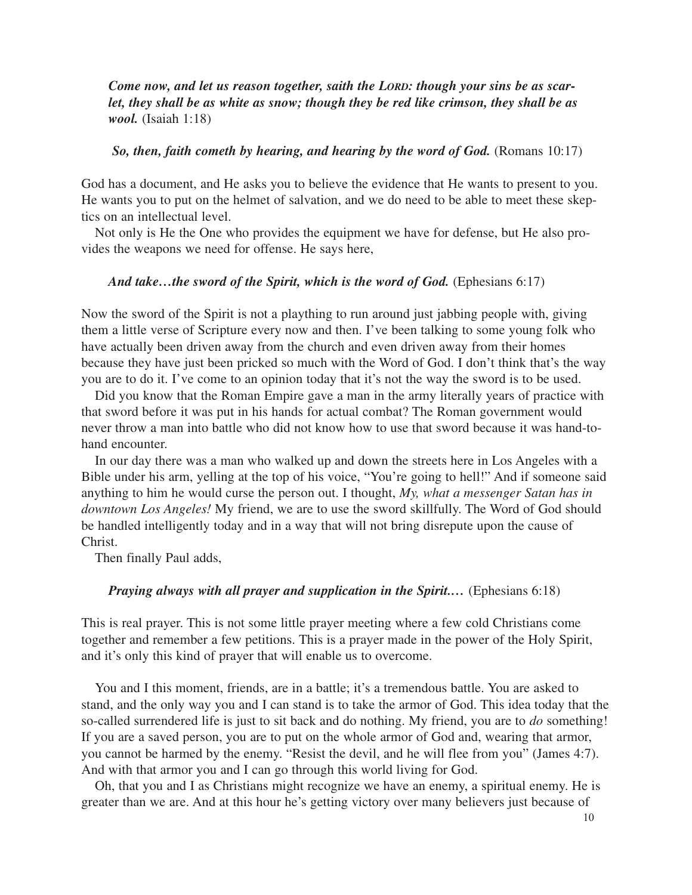***Come now, and let us reason together, saith the LORD: though your sins be as scarlet, they shall be as white as snow; though they be red like crimson, they shall be as wool.*** (Isaiah 1:18)

***So, then, faith cometh by hearing, and hearing by the word of God.*** (Romans 10:17)

God has a document, and He asks you to believe the evidence that He wants to present to you. He wants you to put on the helmet of salvation, and we do need to be able to meet these skeptics on an intellectual level.

Not only is He the One who provides the equipment we have for defense, but He also provides the weapons we need for offense. He says here,

***And take…the sword of the Spirit, which is the word of God.*** (Ephesians 6:17)

Now the sword of the Spirit is not a plaything to run around just jabbing people with, giving them a little verse of Scripture every now and then. I've been talking to some young folk who have actually been driven away from the church and even driven away from their homes because they have just been pricked so much with the Word of God. I don't think that's the way you are to do it. I've come to an opinion today that it's not the way the sword is to be used.

Did you know that the Roman Empire gave a man in the army literally years of practice with that sword before it was put in his hands for actual combat? The Roman government would never throw a man into battle who did not know how to use that sword because it was hand-to-hand encounter.

In our day there was a man who walked up and down the streets here in Los Angeles with a Bible under his arm, yelling at the top of his voice, "You're going to hell!" And if someone said anything to him he would curse the person out. I thought, *My, what a messenger Satan has in downtown Los Angeles!* My friend, we are to use the sword skillfully. The Word of God should be handled intelligently today and in a way that will not bring disrepute upon the cause of Christ.

Then finally Paul adds,

***Praying always with all prayer and supplication in the Spirit.…*** (Ephesians 6:18)

This is real prayer. This is not some little prayer meeting where a few cold Christians come together and remember a few petitions. This is a prayer made in the power of the Holy Spirit, and it's only this kind of prayer that will enable us to overcome.

You and I this moment, friends, are in a battle; it's a tremendous battle. You are asked to stand, and the only way you and I can stand is to take the armor of God. This idea today that the so-called surrendered life is just to sit back and do nothing. My friend, you are to *do* something! If you are a saved person, you are to put on the whole armor of God and, wearing that armor, you cannot be harmed by the enemy. "Resist the devil, and he will flee from you" (James 4:7). And with that armor you and I can go through this world living for God.

Oh, that you and I as Christians might recognize we have an enemy, a spiritual enemy. He is greater than we are. And at this hour he's getting victory over many believers just because of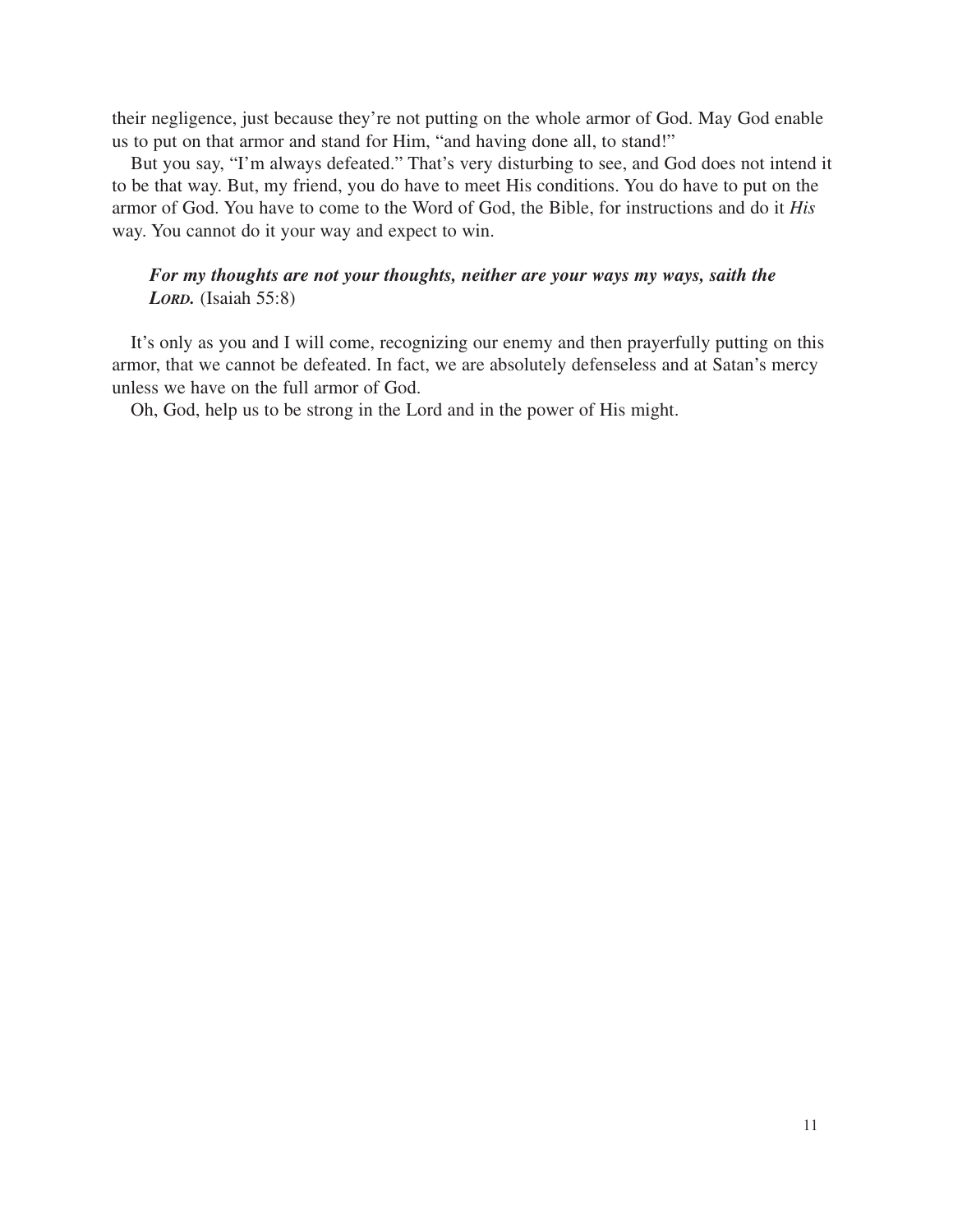their negligence, just because they're not putting on the whole armor of God. May God enable us to put on that armor and stand for Him, "and having done all, to stand!"

But you say, "I'm always defeated." That's very disturbing to see, and God does not intend it to be that way. But, my friend, you do have to meet His conditions. You do have to put on the armor of God. You have to come to the Word of God, the Bible, for instructions and do it *His* way. You cannot do it your way and expect to win.

> ***For my thoughts are not your thoughts, neither are your ways my ways, saith the LORD.*** (Isaiah 55:8)

It's only as you and I will come, recognizing our enemy and then prayerfully putting on this armor, that we cannot be defeated. In fact, we are absolutely defenseless and at Satan's mercy unless we have on the full armor of God.

Oh, God, help us to be strong in the Lord and in the power of His might.